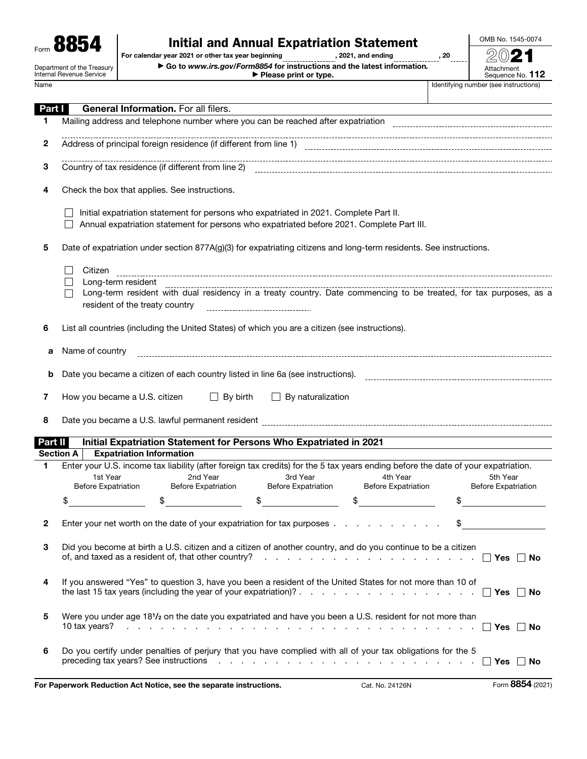Form **8854**

Department of the Treasury
Internal Revenue Service

# Initial and Annual Expatriation Statement

For calendar year 2021 or other tax year beginning ____________, 2021, and ending ____________, 20____

► Go to *www.irs.gov/Form8854* for instructions and the latest information.

► Please print or type.

OMB No. 1545-0074

**2021**

Attachment Sequence No. **112**

Name | Identifying number (see instructions)

## Part I General Information. For all filers.

**1** Mailing address and telephone number where you can be reached after expatriation

**2** Address of principal foreign residence (if different from line 1)

**3** Country of tax residence (if different from line 2)

**4** Check the box that applies. See instructions.

☐ Initial expatriation statement for persons who expatriated in 2021. Complete Part II.

☐ Annual expatriation statement for persons who expatriated before 2021. Complete Part III.

**5** Date of expatriation under section 877A(g)(3) for expatriating citizens and long-term residents. See instructions.

☐ Citizen

☐ Long-term resident

☐ Long-term resident with dual residency in a treaty country. Date commencing to be treated, for tax purposes, as a resident of the treaty country

**6** List all countries (including the United States) of which you are a citizen (see instructions).

**a** Name of country

**b** Date you became a citizen of each country listed in line 6a (see instructions).

**7** How you became a U.S. citizen ☐ By birth ☐ By naturalization

**8** Date you became a U.S. lawful permanent resident

## Part II Initial Expatriation Statement for Persons Who Expatriated in 2021

### Section A Expatriation Information

**1** Enter your U.S. income tax liability (after foreign tax credits) for the 5 tax years ending before the date of your expatriation.

| 1st Year Before Expatriation | 2nd Year Before Expatriation | 3rd Year Before Expatriation | 4th Year Before Expatriation | 5th Year Before Expatriation |
|---|---|---|---|---|
| $ | $ | $ | $ | $ |

**2** Enter your net worth on the date of your expatriation for tax purposes . . . . . . . . . . . $

**3** Did you become at birth a U.S. citizen and a citizen of another country, and do you continue to be a citizen of, and taxed as a resident of, that other country? . . . . . . . . . . . . . . . . . . . . ☐ Yes ☐ No

**4** If you answered "Yes" to question 3, have you been a resident of the United States for not more than 10 of the last 15 tax years (including the year of your expatriation)? . . . . . . . . . . . . . . . . . . ☐ Yes ☐ No

**5** Were you under age 18½ on the date you expatriated and have you been a U.S. resident for not more than 10 tax years? . . . . . . . . . . . . . . . . . . . . . . . . . . . . . ☐ Yes ☐ No

**6** Do you certify under penalties of perjury that you have complied with all of your tax obligations for the 5 preceding tax years? See instructions . . . . . . . . . . . . . . . . . . . . . . . ☐ Yes ☐ No

For Paperwork Reduction Act Notice, see the separate instructions. Cat. No. 24126N Form **8854** (2021)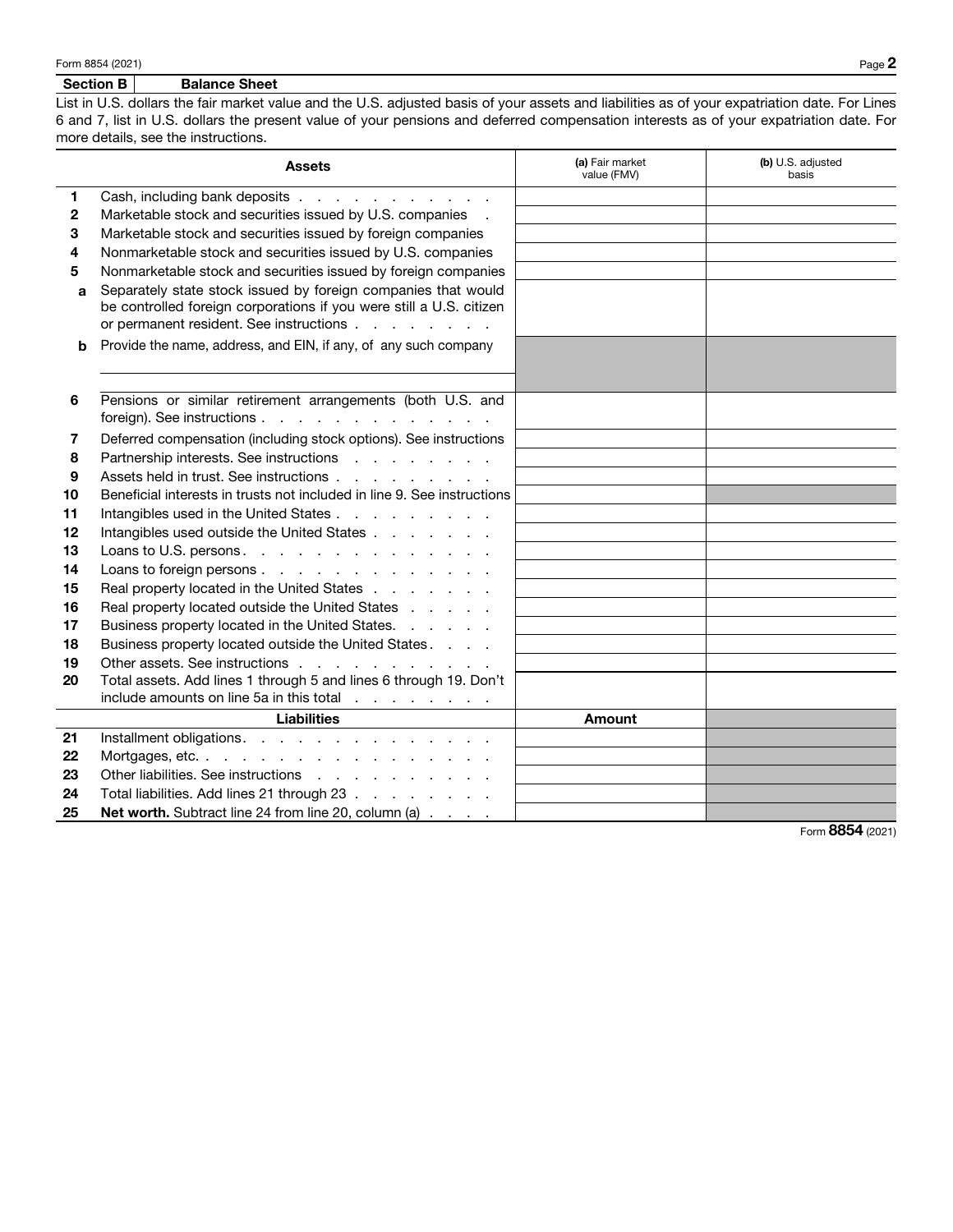## Section B Balance Sheet

List in U.S. dollars the fair market value and the U.S. adjusted basis of your assets and liabilities as of your expatriation date. For Lines 6 and 7, list in U.S. dollars the present value of your pensions and deferred compensation interests as of your expatriation date. For more details, see the instructions.

| | Assets | (a) Fair market value (FMV) | (b) U.S. adjusted basis |
|---|---|---|---|
| 1 | Cash, including bank deposits | | |
| 2 | Marketable stock and securities issued by U.S. companies | | |
| 3 | Marketable stock and securities issued by foreign companies | | |
| 4 | Nonmarketable stock and securities issued by U.S. companies | | |
| 5 | Nonmarketable stock and securities issued by foreign companies | | |
| a | Separately state stock issued by foreign companies that would be controlled foreign corporations if you were still a U.S. citizen or permanent resident. See instructions | | |
| b | Provide the name, address, and EIN, if any, of any such company | | |
| 6 | Pensions or similar retirement arrangements (both U.S. and foreign). See instructions | | |
| 7 | Deferred compensation (including stock options). See instructions | | |
| 8 | Partnership interests. See instructions | | |
| 9 | Assets held in trust. See instructions | | |
| 10 | Beneficial interests in trusts not included in line 9. See instructions | | |
| 11 | Intangibles used in the United States | | |
| 12 | Intangibles used outside the United States | | |
| 13 | Loans to U.S. persons | | |
| 14 | Loans to foreign persons | | |
| 15 | Real property located in the United States | | |
| 16 | Real property located outside the United States | | |
| 17 | Business property located in the United States | | |
| 18 | Business property located outside the United States | | |
| 19 | Other assets. See instructions | | |
| 20 | Total assets. Add lines 1 through 5 and lines 6 through 19. Don't include amounts on line 5a in this total | | |
| | **Liabilities** | **Amount** | |
| 21 | Installment obligations | | |
| 22 | Mortgages, etc. | | |
| 23 | Other liabilities. See instructions | | |
| 24 | Total liabilities. Add lines 21 through 23 | | |
| 25 | **Net worth.** Subtract line 24 from line 20, column (a) | | |

Form **8854** (2021)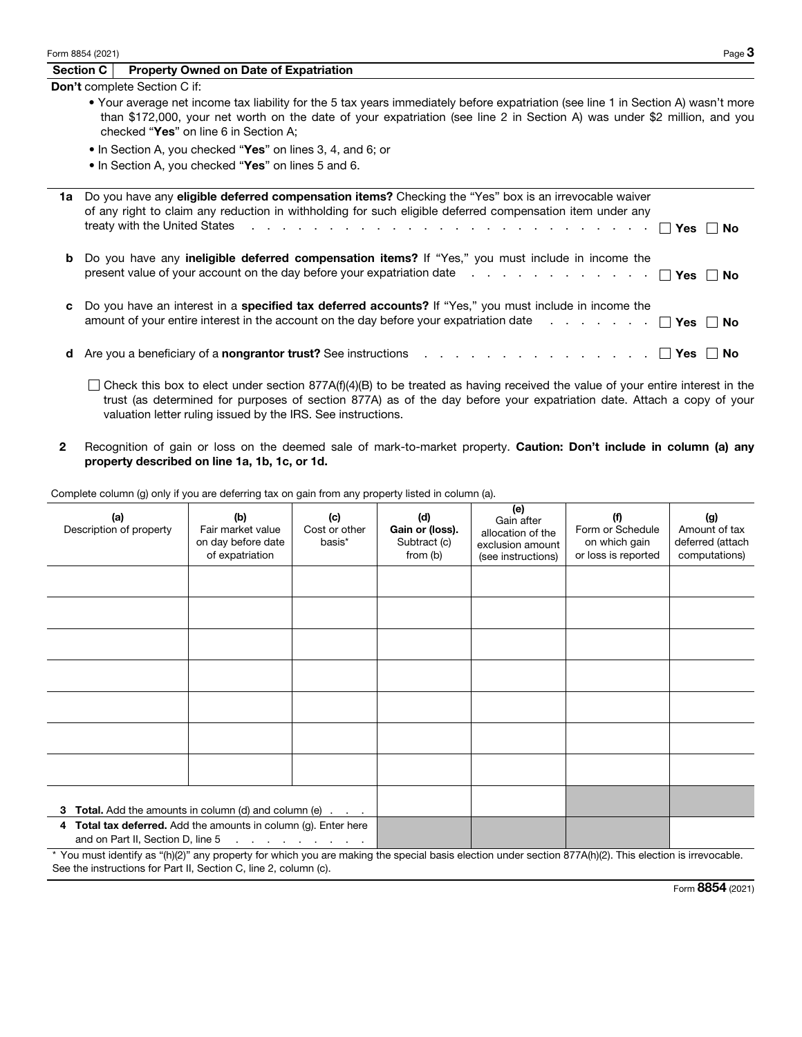## Section C Property Owned on Date of Expatriation

**Don't** complete Section C if:

- Your average net income tax liability for the 5 tax years immediately before expatriation (see line 1 in Section A) wasn't more than $172,000, your net worth on the date of your expatriation (see line 2 in Section A) was under $2 million, and you checked "**Yes**" on line 6 in Section A;
- In Section A, you checked "**Yes**" on lines 3, 4, and 6; or
- In Section A, you checked "**Yes**" on lines 5 and 6.

**1a** Do you have any **eligible deferred compensation items?** Checking the "Yes" box is an irrevocable waiver of any right to claim any reduction in withholding for such eligible deferred compensation item under any treaty with the United States . . . . . . . . . . . . . . . . . . . . . . . . . . . ☐ **Yes** ☐ **No**

**b** Do you have any **ineligible deferred compensation items?** If "Yes," you must include in income the present value of your account on the day before your expatriation date . . . . . . . . . . . . . ☐ **Yes** ☐ **No**

**c** Do you have an interest in a **specified tax deferred accounts?** If "Yes," you must include in income the amount of your entire interest in the account on the day before your expatriation date . . . . . . . . ☐ **Yes** ☐ **No**

**d** Are you a beneficiary of a **nongrantor trust?** See instructions . . . . . . . . . . . . . . . . . ☐ **Yes** ☐ **No**

☐ Check this box to elect under section 877A(f)(4)(B) to be treated as having received the value of your entire interest in the trust (as determined for purposes of section 877A) as of the day before your expatriation date. Attach a copy of your valuation letter ruling issued by the IRS. See instructions.

**2** Recognition of gain or loss on the deemed sale of mark-to-market property. **Caution: Don't include in column (a) any property described on line 1a, 1b, 1c, or 1d.**

Complete column (g) only if you are deferring tax on gain from any property listed in column (a).

| (a) Description of property | (b) Fair market value on day before date of expatriation | (c) Cost or other basis* | (d) **Gain or (loss).** Subtract (c) from (b) | (e) Gain after allocation of the exclusion amount (see instructions) | (f) Form or Schedule on which gain or loss is reported | (g) Amount of tax deferred (attach computations) |
|---|---|---|---|---|---|---|
| | | | | | | |
| | | | | | | |
| | | | | | | |
| | | | | | | |
| | | | | | | |
| | | | | | | |
| | | | | | | |
| **3 Total.** Add the amounts in column (d) and column (e) . . . . | | | | | | |
| **4 Total tax deferred.** Add the amounts in column (g). Enter here and on Part II, Section D, line 5 . . . . . . . . . . . | | | | | | |

\* You must identify as "(h)(2)" any property for which you are making the special basis election under section 877A(h)(2). This election is irrevocable. See the instructions for Part II, Section C, line 2, column (c).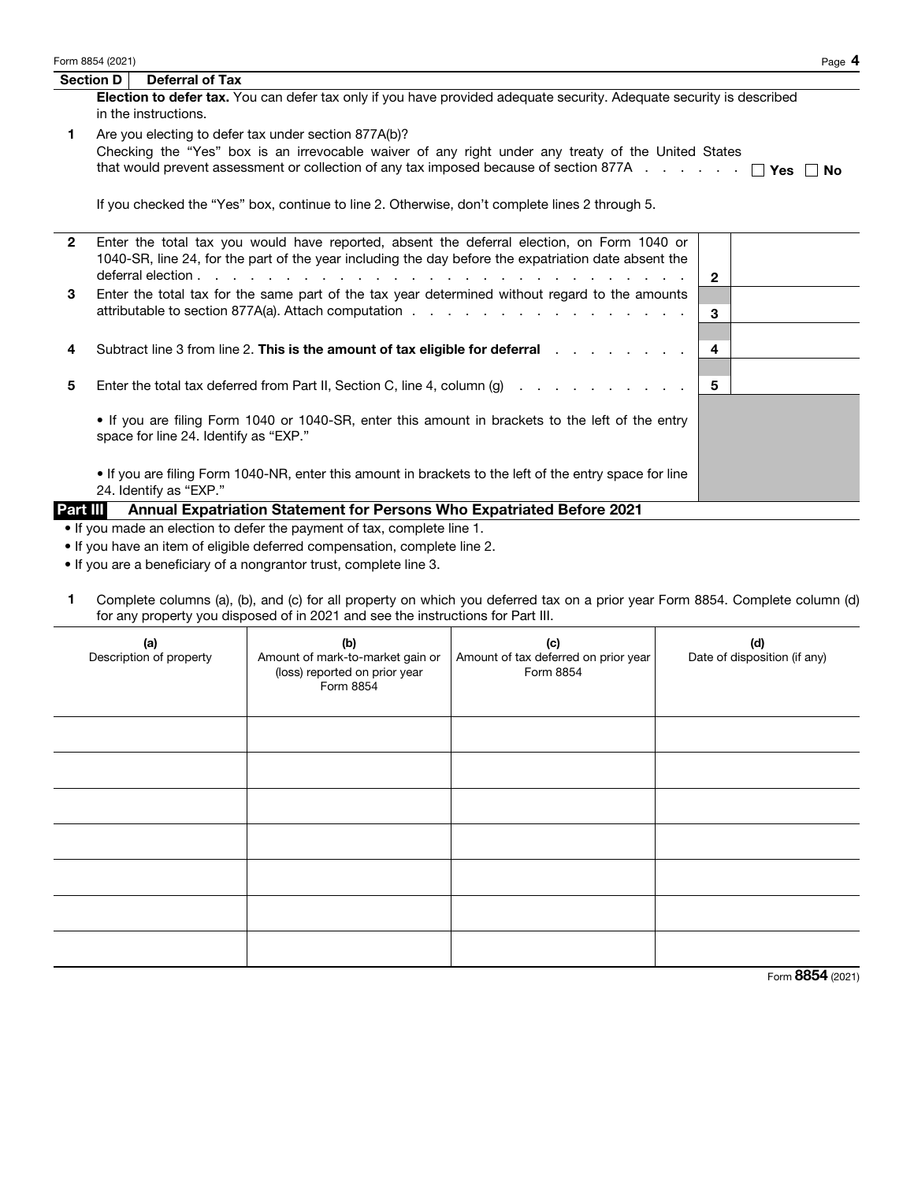## Section D — Deferral of Tax

**Election to defer tax.** You can defer tax only if you have provided adequate security. Adequate security is described in the instructions.

**1** Are you electing to defer tax under section 877A(b)?
Checking the "Yes" box is an irrevocable waiver of any right under any treaty of the United States that would prevent assessment or collection of any tax imposed because of section 877A . . . . . . . ☐ **Yes** ☐ **No**

If you checked the "Yes" box, continue to line 2. Otherwise, don't complete lines 2 through 5.

| | | | |
|---|---|---|---|
| **2** | Enter the total tax you would have reported, absent the deferral election, on Form 1040 or 1040-SR, line 24, for the part of the year including the day before the expatriation date absent the deferral election . . . . . . . . . . . . . . . . . . . . . . . . . . . . . . . | **2** | |
| **3** | Enter the total tax for the same part of the tax year determined without regard to the amounts attributable to section 877A(a). Attach computation . . . . . . . . . . . . . . . . . . | **3** | |
| **4** | Subtract line 3 from line 2. **This is the amount of tax eligible for deferral** . . . . . . . . . | **4** | |
| **5** | Enter the total tax deferred from Part II, Section C, line 4, column (g) . . . . . . . . . . . | **5** | |

• If you are filing Form 1040 or 1040-SR, enter this amount in brackets to the left of the entry space for line 24. Identify as "EXP."

• If you are filing Form 1040-NR, enter this amount in brackets to the left of the entry space for line 24. Identify as "EXP."

## Part III — Annual Expatriation Statement for Persons Who Expatriated Before 2021

- If you made an election to defer the payment of tax, complete line 1.
- If you have an item of eligible deferred compensation, complete line 2.
- If you are a beneficiary of a nongrantor trust, complete line 3.

**1** Complete columns (a), (b), and (c) for all property on which you deferred tax on a prior year Form 8854. Complete column (d) for any property you disposed of in 2021 and see the instructions for Part III.

| (a) Description of property | (b) Amount of mark-to-market gain or (loss) reported on prior year Form 8854 | (c) Amount of tax deferred on prior year Form 8854 | (d) Date of disposition (if any) |
|---|---|---|---|
| | | | |
| | | | |
| | | | |
| | | | |
| | | | |
| | | | |
| | | | |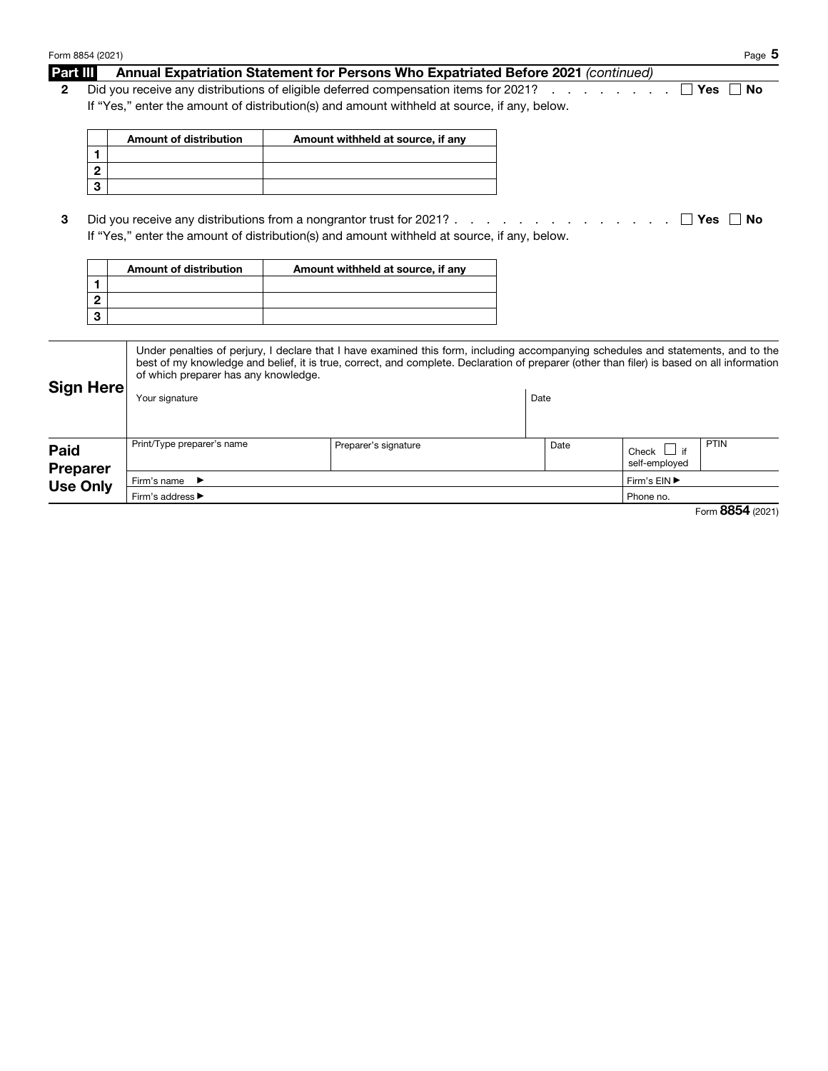## Part III Annual Expatriation Statement for Persons Who Expatriated Before 2021 *(continued)*

**2** Did you receive any distributions of eligible deferred compensation items for 2021? . . . . . . . . . ☐ **Yes** ☐ **No**

If "Yes," enter the amount of distribution(s) and amount withheld at source, if any, below.

| | **Amount of distribution** | **Amount withheld at source, if any** |
|---|---|---|
| **1** | | |
| **2** | | |
| **3** | | |

**3** Did you receive any distributions from a nongrantor trust for 2021? . . . . . . . . . . . . . . . ☐ **Yes** ☐ **No**

If "Yes," enter the amount of distribution(s) and amount withheld at source, if any, below.

| | **Amount of distribution** | **Amount withheld at source, if any** |
|---|---|---|
| **1** | | |
| **2** | | |
| **3** | | |

**Sign Here**

Under penalties of perjury, I declare that I have examined this form, including accompanying schedules and statements, and to the best of my knowledge and belief, it is true, correct, and complete. Declaration of preparer (other than filer) is based on all information of which preparer has any knowledge.

| Your signature | Date |
|---|---|
| | |

**Paid Preparer Use Only**

| Print/Type preparer's name | Preparer's signature | Date | Check ☐ if self-employed | PTIN |
|---|---|---|---|---|
| | | | | |
| Firm's name ► | | | Firm's EIN ► | |
| Firm's address ► | | | Phone no. | |

Form **8854** (2021)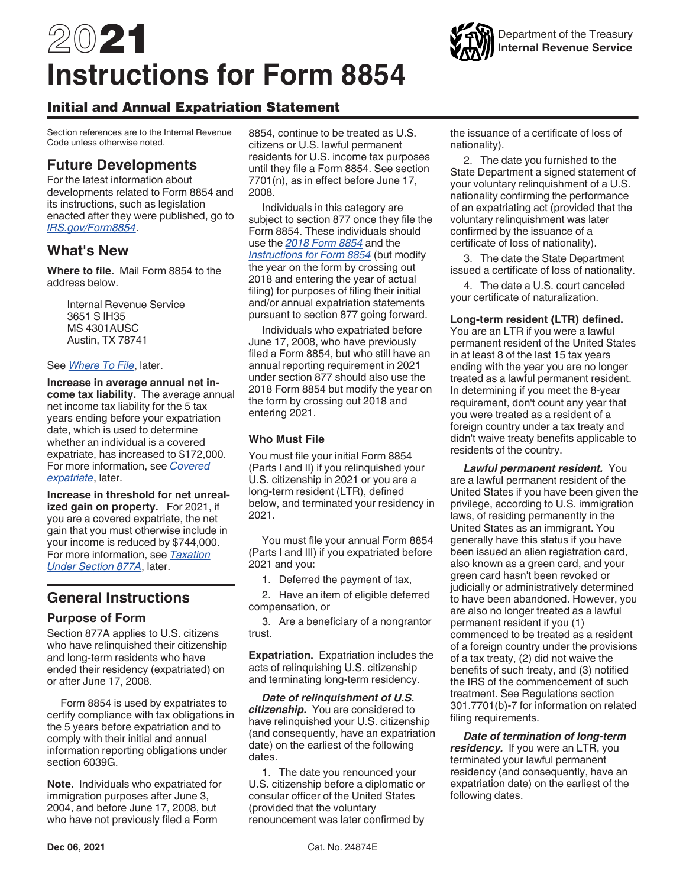# 2021 Instructions for Form 8854

## Initial and Annual Expatriation Statement

Section references are to the Internal Revenue Code unless otherwise noted.

## Future Developments

For the latest information about developments related to Form 8854 and its instructions, such as legislation enacted after they were published, go to *IRS.gov/Form8854*.

## What's New

**Where to file.** Mail Form 8854 to the address below.

Internal Revenue Service
3651 S IH35
MS 4301AUSC
Austin, TX 78741

See *Where To File*, later.

**Increase in average annual net income tax liability.** The average annual net income tax liability for the 5 tax years ending before your expatriation date, which is used to determine whether an individual is a covered expatriate, has increased to $172,000. For more information, see *Covered expatriate*, later.

**Increase in threshold for net unrealized gain on property.** For 2021, if you are a covered expatriate, the net gain that you must otherwise include in your income is reduced by $744,000. For more information, see *Taxation Under Section 877A*, later.

## General Instructions

### Purpose of Form

Section 877A applies to U.S. citizens who have relinquished their citizenship and long-term residents who have ended their residency (expatriated) on or after June 17, 2008.

Form 8854 is used by expatriates to certify compliance with tax obligations in the 5 years before expatriation and to comply with their initial and annual information reporting obligations under section 6039G.

**Note.** Individuals who expatriated for immigration purposes after June 3, 2004, and before June 17, 2008, but who have not previously filed a Form 8854, continue to be treated as U.S. citizens or U.S. lawful permanent residents for U.S. income tax purposes until they file a Form 8854. See section 7701(n), as in effect before June 17, 2008.

Individuals in this category are subject to section 877 once they file the Form 8854. These individuals should use the *2018 Form 8854* and the *Instructions for Form 8854* (but modify the year on the form by crossing out 2018 and entering the year of actual filing) for purposes of filing their initial and/or annual expatriation statements pursuant to section 877 going forward.

Individuals who expatriated before June 17, 2008, who have previously filed a Form 8854, but who still have an annual reporting requirement in 2021 under section 877 should also use the 2018 Form 8854 but modify the year on the form by crossing out 2018 and entering 2021.

### Who Must File

You must file your initial Form 8854 (Parts I and II) if you relinquished your U.S. citizenship in 2021 or you are a long-term resident (LTR), defined below, and terminated your residency in 2021.

You must file your annual Form 8854 (Parts I and III) if you expatriated before 2021 and you:

1. Deferred the payment of tax,
2. Have an item of eligible deferred compensation, or
3. Are a beneficiary of a nongrantor trust.

**Expatriation.** Expatriation includes the acts of relinquishing U.S. citizenship and terminating long-term residency.

***Date of relinquishment of U.S. citizenship.*** You are considered to have relinquished your U.S. citizenship (and consequently, have an expatriation date) on the earliest of the following dates.

1. The date you renounced your U.S. citizenship before a diplomatic or consular officer of the United States (provided that the voluntary renouncement was later confirmed by the issuance of a certificate of loss of nationality).
2. The date you furnished to the State Department a signed statement of your voluntary relinquishment of a U.S. nationality confirming the performance of an expatriating act (provided that the voluntary relinquishment was later confirmed by the issuance of a certificate of loss of nationality).
3. The date the State Department issued a certificate of loss of nationality.
4. The date a U.S. court canceled your certificate of naturalization.

**Long-term resident (LTR) defined.** You are an LTR if you were a lawful permanent resident of the United States in at least 8 of the last 15 tax years ending with the year you are no longer treated as a lawful permanent resident. In determining if you meet the 8-year requirement, don't count any year that you were treated as a resident of a foreign country under a tax treaty and didn't waive treaty benefits applicable to residents of the country.

***Lawful permanent resident.*** You are a lawful permanent resident of the United States if you have been given the privilege, according to U.S. immigration laws, of residing permanently in the United States as an immigrant. You generally have this status if you have been issued an alien registration card, also known as a green card, and your green card hasn't been revoked or judicially or administratively determined to have been abandoned. However, you are also no longer treated as a lawful permanent resident if you (1) commenced to be treated as a resident of a foreign country under the provisions of a tax treaty, (2) did not waive the benefits of such treaty, and (3) notified the IRS of the commencement of such treatment. See Regulations section 301.7701(b)-7 for information on related filing requirements.

***Date of termination of long-term residency.*** If you were an LTR, you terminated your lawful permanent residency (and consequently, have an expatriation date) on the earliest of the following dates.

Dec 06, 2021 Cat. No. 24874E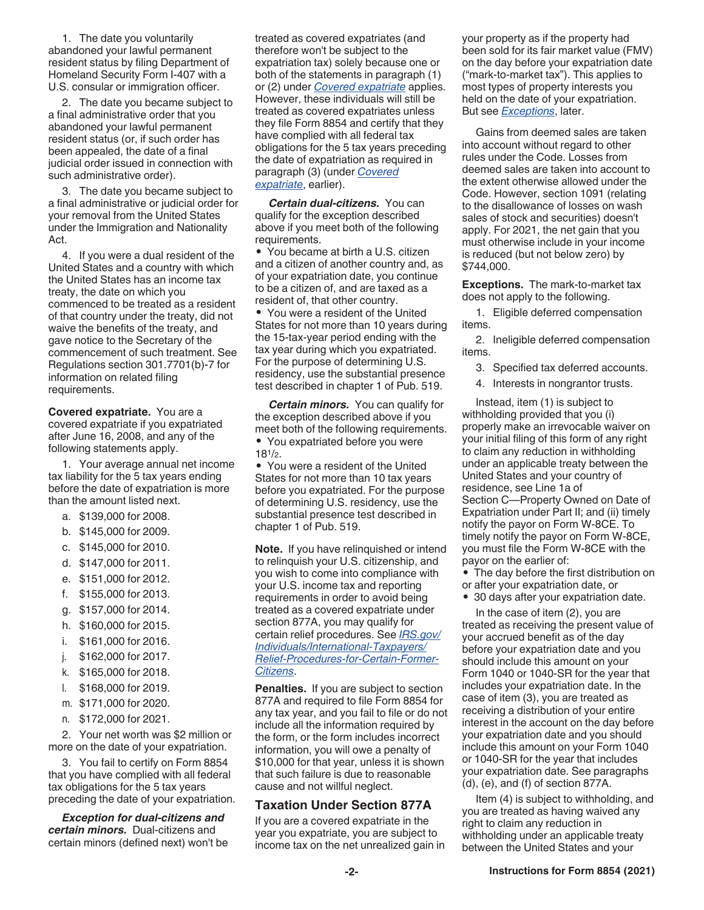1. The date you voluntarily abandoned your lawful permanent resident status by filing Department of Homeland Security Form I-407 with a U.S. consular or immigration officer.

2. The date you became subject to a final administrative order that you abandoned your lawful permanent resident status (or, if such order has been appealed, the date of a final judicial order issued in connection with such administrative order).

3. The date you became subject to a final administrative or judicial order for your removal from the United States under the Immigration and Nationality Act.

4. If you were a dual resident of the United States and a country with which the United States has an income tax treaty, the date on which you commenced to be treated as a resident of that country under the treaty, did not waive the benefits of the treaty, and gave notice to the Secretary of the commencement of such treatment. See Regulations section 301.7701(b)-7 for information on related filing requirements.

**Covered expatriate.** You are a covered expatriate if you expatriated after June 16, 2008, and any of the following statements apply.

1. Your average annual net income tax liability for the 5 tax years ending before the date of expatriation is more than the amount listed next.

a. $139,000 for 2008.
b. $145,000 for 2009.
c. $145,000 for 2010.
d. $147,000 for 2011.
e. $151,000 for 2012.
f. $155,000 for 2013.
g. $157,000 for 2014.
h. $160,000 for 2015.
i. $161,000 for 2016.
j. $162,000 for 2017.
k. $165,000 for 2018.
l. $168,000 for 2019.
m. $171,000 for 2020.
n. $172,000 for 2021.

2. Your net worth was $2 million or more on the date of your expatriation.

3. You fail to certify on Form 8854 that you have complied with all federal tax obligations for the 5 tax years preceding the date of your expatriation.

***Exception for dual-citizens and certain minors.*** Dual-citizens and certain minors (defined next) won't be treated as covered expatriates (and therefore won't be subject to the expatriation tax) solely because one or both of the statements in paragraph (1) or (2) under *Covered expatriate* applies. However, these individuals will still be treated as covered expatriates unless they file Form 8854 and certify that they have complied with all federal tax obligations for the 5 tax years preceding the date of expatriation as required in paragraph (3) (under *Covered expatriate*, earlier).

***Certain dual-citizens.*** You can qualify for the exception described above if you meet both of the following requirements.

- You became at birth a U.S. citizen and a citizen of another country and, as of your expatriation date, you continue to be a citizen of, and are taxed as a resident of, that other country.
- You were a resident of the United States for not more than 10 years during the 15-tax-year period ending with the tax year during which you expatriated. For the purpose of determining U.S. residency, use the substantial presence test described in chapter 1 of Pub. 519.

***Certain minors.*** You can qualify for the exception described above if you meet both of the following requirements.

- You expatriated before you were 18½.
- You were a resident of the United States for not more than 10 tax years before you expatriated. For the purpose of determining U.S. residency, use the substantial presence test described in chapter 1 of Pub. 519.

**Note.** If you have relinquished or intend to relinquish your U.S. citizenship, and you wish to come into compliance with your U.S. income tax and reporting requirements in order to avoid being treated as a covered expatriate under section 877A, you may qualify for certain relief procedures. See *IRS.gov/Individuals/International-Taxpayers/Relief-Procedures-for-Certain-Former-Citizens*.

**Penalties.** If you are subject to section 877A and required to file Form 8854 for any tax year, and you fail to file or do not include all the information required by the form, or the form includes incorrect information, you will owe a penalty of $10,000 for that year, unless it is shown that such failure is due to reasonable cause and not willful neglect.

## Taxation Under Section 877A

If you are a covered expatriate in the year you expatriate, you are subject to income tax on the net unrealized gain in your property as if the property had been sold for its fair market value (FMV) on the day before your expatriation date ("mark-to-market tax"). This applies to most types of property interests you held on the date of your expatriation. But see *Exceptions*, later.

Gains from deemed sales are taken into account without regard to other rules under the Code. Losses from deemed sales are taken into account to the extent otherwise allowed under the Code. However, section 1091 (relating to the disallowance of losses on wash sales of stock and securities) doesn't apply. For 2021, the net gain that you must otherwise include in your income is reduced (but not below zero) by $744,000.

**Exceptions.** The mark-to-market tax does not apply to the following.

1. Eligible deferred compensation items.
2. Ineligible deferred compensation items.
3. Specified tax deferred accounts.
4. Interests in nongrantor trusts.

Instead, item (1) is subject to withholding provided that you (i) properly make an irrevocable waiver on your initial filing of this form of any right to claim any reduction in withholding under an applicable treaty between the United States and your country of residence, see Line 1a of Section C—Property Owned on Date of Expatriation under Part II; and (ii) timely notify the payor on Form W-8CE. To timely notify the payor on Form W-8CE, you must file the Form W-8CE with the payor on the earlier of:

- The day before the first distribution on or after your expatriation date, or
- 30 days after your expatriation date.

In the case of item (2), you are treated as receiving the present value of your accrued benefit as of the day before your expatriation date and you should include this amount on your Form 1040 or 1040-SR for the year that includes your expatriation date. In the case of item (3), you are treated as receiving a distribution of your entire interest in the account on the day before your expatriation date and you should include this amount on your Form 1040 or 1040-SR for the year that includes your expatriation date. See paragraphs (d), (e), and (f) of section 877A.

Item (4) is subject to withholding, and you are treated as having waived any right to claim any reduction in withholding under an applicable treaty between the United States and your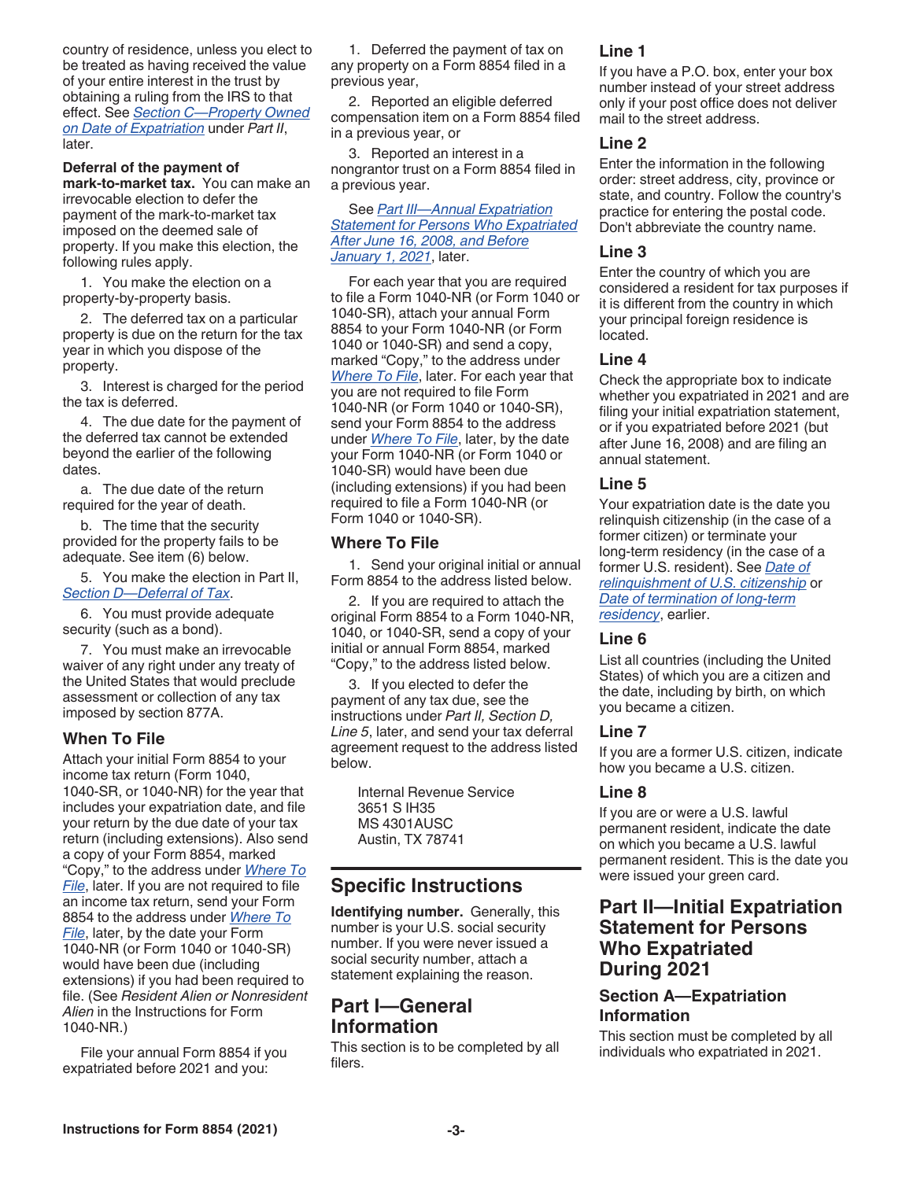country of residence, unless you elect to be treated as having received the value of your entire interest in the trust by obtaining a ruling from the IRS to that effect. See *Section C—Property Owned on Date of Expatriation* under *Part II*, later.

**Deferral of the payment of mark-to-market tax.** You can make an irrevocable election to defer the payment of the mark-to-market tax imposed on the deemed sale of property. If you make this election, the following rules apply.

1. You make the election on a property-by-property basis.

2. The deferred tax on a particular property is due on the return for the tax year in which you dispose of the property.

3. Interest is charged for the period the tax is deferred.

4. The due date for the payment of the deferred tax cannot be extended beyond the earlier of the following dates.

   a. The due date of the return required for the year of death.

   b. The time that the security provided for the property fails to be adequate. See item (6) below.

5. You make the election in Part II, *Section D—Deferral of Tax*.

6. You must provide adequate security (such as a bond).

7. You must make an irrevocable waiver of any right under any treaty of the United States that would preclude assessment or collection of any tax imposed by section 877A.

## When To File

Attach your initial Form 8854 to your income tax return (Form 1040, 1040-SR, or 1040-NR) for the year that includes your expatriation date, and file your return by the due date of your tax return (including extensions). Also send a copy of your Form 8854, marked "Copy," to the address under *Where To File*, later. If you are not required to file an income tax return, send your Form 8854 to the address under *Where To File*, later, by the date your Form 1040-NR (or Form 1040 or 1040-SR) would have been due (including extensions) if you had been required to file. (See *Resident Alien or Nonresident Alien* in the Instructions for Form 1040-NR.)

File your annual Form 8854 if you expatriated before 2021 and you:

1. Deferred the payment of tax on any property on a Form 8854 filed in a previous year,

2. Reported an eligible deferred compensation item on a Form 8854 filed in a previous year, or

3. Reported an interest in a nongrantor trust on a Form 8854 filed in a previous year.

See *Part III—Annual Expatriation Statement for Persons Who Expatriated After June 16, 2008, and Before January 1, 2021*, later.

For each year that you are required to file a Form 1040-NR (or Form 1040 or 1040-SR), attach your annual Form 8854 to your Form 1040-NR (or Form 1040 or 1040-SR) and send a copy, marked "Copy," to the address under *Where To File*, later. For each year that you are not required to file Form 1040-NR (or Form 1040 or 1040-SR), send your Form 8854 to the address under *Where To File*, later, by the date your Form 1040-NR (or Form 1040 or 1040-SR) would have been due (including extensions) if you had been required to file a Form 1040-NR (or Form 1040 or 1040-SR).

## Where To File

1. Send your original initial or annual Form 8854 to the address listed below.

2. If you are required to attach the original Form 8854 to a Form 1040-NR, 1040, or 1040-SR, send a copy of your initial or annual Form 8854, marked "Copy," to the address listed below.

3. If you elected to defer the payment of any tax due, see the instructions under *Part II, Section D, Line 5*, later, and send your tax deferral agreement request to the address listed below.

Internal Revenue Service
3651 S IH35
MS 4301AUSC
Austin, TX 78741

# Specific Instructions

**Identifying number.** Generally, this number is your U.S. social security number. If you were never issued a social security number, attach a statement explaining the reason.

# Part I—General Information

This section is to be completed by all filers.

### Line 1

If you have a P.O. box, enter your box number instead of your street address only if your post office does not deliver mail to the street address.

### Line 2

Enter the information in the following order: street address, city, province or state, and country. Follow the country's practice for entering the postal code. Don't abbreviate the country name.

### Line 3

Enter the country of which you are considered a resident for tax purposes if it is different from the country in which your principal foreign residence is located.

### Line 4

Check the appropriate box to indicate whether you expatriated in 2021 and are filing your initial expatriation statement, or if you expatriated before 2021 (but after June 16, 2008) and are filing an annual statement.

### Line 5

Your expatriation date is the date you relinquish citizenship (in the case of a former citizen) or terminate your long-term residency (in the case of a former U.S. resident). See *Date of relinquishment of U.S. citizenship* or *Date of termination of long-term residency*, earlier.

### Line 6

List all countries (including the United States) of which you are a citizen and the date, including by birth, on which you became a citizen.

### Line 7

If you are a former U.S. citizen, indicate how you became a U.S. citizen.

### Line 8

If you are or were a U.S. lawful permanent resident, indicate the date on which you became a U.S. lawful permanent resident. This is the date you were issued your green card.

# Part II—Initial Expatriation Statement for Persons Who Expatriated During 2021

## Section A—Expatriation Information

This section must be completed by all individuals who expatriated in 2021.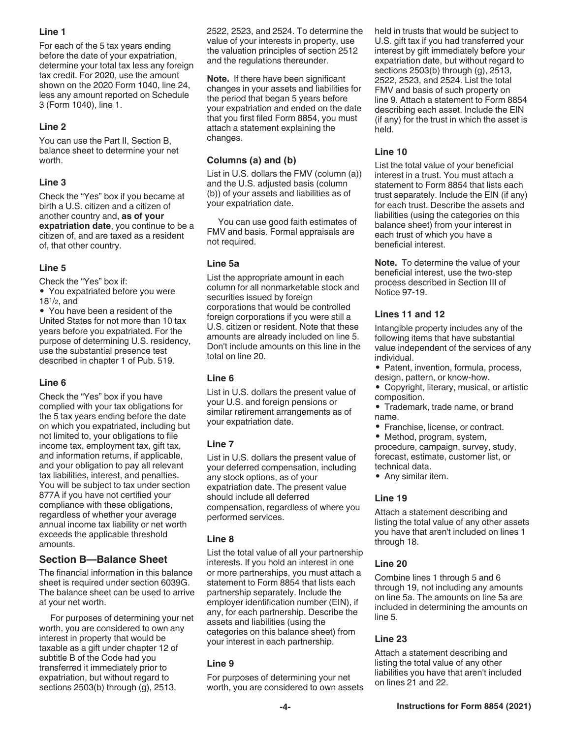### Line 1

For each of the 5 tax years ending before the date of your expatriation, determine your total tax less any foreign tax credit. For 2020, use the amount shown on the 2020 Form 1040, line 24, less any amount reported on Schedule 3 (Form 1040), line 1.

### Line 2

You can use the Part II, Section B, balance sheet to determine your net worth.

### Line 3

Check the "Yes" box if you became at birth a U.S. citizen and a citizen of another country and, **as of your expatriation date**, you continue to be a citizen of, and are taxed as a resident of, that other country.

### Line 5

Check the "Yes" box if:

- You expatriated before you were 18½, and
- You have been a resident of the United States for not more than 10 tax years before you expatriated. For the purpose of determining U.S. residency, use the substantial presence test described in chapter 1 of Pub. 519.

### Line 6

Check the "Yes" box if you have complied with your tax obligations for the 5 tax years ending before the date on which you expatriated, including but not limited to, your obligations to file income tax, employment tax, gift tax, and information returns, if applicable, and your obligation to pay all relevant tax liabilities, interest, and penalties. You will be subject to tax under section 877A if you have not certified your compliance with these obligations, regardless of whether your average annual income tax liability or net worth exceeds the applicable threshold amounts.

## Section B—Balance Sheet

The financial information in this balance sheet is required under section 6039G. The balance sheet can be used to arrive at your net worth.

For purposes of determining your net worth, you are considered to own any interest in property that would be taxable as a gift under chapter 12 of subtitle B of the Code had you transferred it immediately prior to expatriation, but without regard to sections 2503(b) through (g), 2513, 2522, 2523, and 2524. To determine the value of your interests in property, use the valuation principles of section 2512 and the regulations thereunder.

**Note.** If there have been significant changes in your assets and liabilities for the period that began 5 years before your expatriation and ended on the date that you first filed Form 8854, you must attach a statement explaining the changes.

### Columns (a) and (b)

List in U.S. dollars the FMV (column (a)) and the U.S. adjusted basis (column (b)) of your assets and liabilities as of your expatriation date.

You can use good faith estimates of FMV and basis. Formal appraisals are not required.

### Line 5a

List the appropriate amount in each column for all nonmarketable stock and securities issued by foreign corporations that would be controlled foreign corporations if you were still a U.S. citizen or resident. Note that these amounts are already included on line 5. Don't include amounts on this line in the total on line 20.

### Line 6

List in U.S. dollars the present value of your U.S. and foreign pensions or similar retirement arrangements as of your expatriation date.

### Line 7

List in U.S. dollars the present value of your deferred compensation, including any stock options, as of your expatriation date. The present value should include all deferred compensation, regardless of where you performed services.

### Line 8

List the total value of all your partnership interests. If you hold an interest in one or more partnerships, you must attach a statement to Form 8854 that lists each partnership separately. Include the employer identification number (EIN), if any, for each partnership. Describe the assets and liabilities (using the categories on this balance sheet) from your interest in each partnership.

### Line 9

For purposes of determining your net worth, you are considered to own assets held in trusts that would be subject to U.S. gift tax if you had transferred your interest by gift immediately before your expatriation date, but without regard to sections 2503(b) through (g), 2513, 2522, 2523, and 2524. List the total FMV and basis of such property on line 9. Attach a statement to Form 8854 describing each asset. Include the EIN (if any) for the trust in which the asset is held.

### Line 10

List the total value of your beneficial interest in a trust. You must attach a statement to Form 8854 that lists each trust separately. Include the EIN (if any) for each trust. Describe the assets and liabilities (using the categories on this balance sheet) from your interest in each trust of which you have a beneficial interest.

**Note.** To determine the value of your beneficial interest, use the two-step process described in Section III of Notice 97-19.

### Lines 11 and 12

Intangible property includes any of the following items that have substantial value independent of the services of any individual.

- Patent, invention, formula, process, design, pattern, or know-how.
- Copyright, literary, musical, or artistic composition.
- Trademark, trade name, or brand name.
- Franchise, license, or contract.
- Method, program, system, procedure, campaign, survey, study, forecast, estimate, customer list, or technical data.
- Any similar item.

### Line 19

Attach a statement describing and listing the total value of any other assets you have that aren't included on lines 1 through 18.

### Line 20

Combine lines 1 through 5 and 6 through 19, not including any amounts on line 5a. The amounts on line 5a are included in determining the amounts on line 5.

### Line 23

Attach a statement describing and listing the total value of any other liabilities you have that aren't included on lines 21 and 22.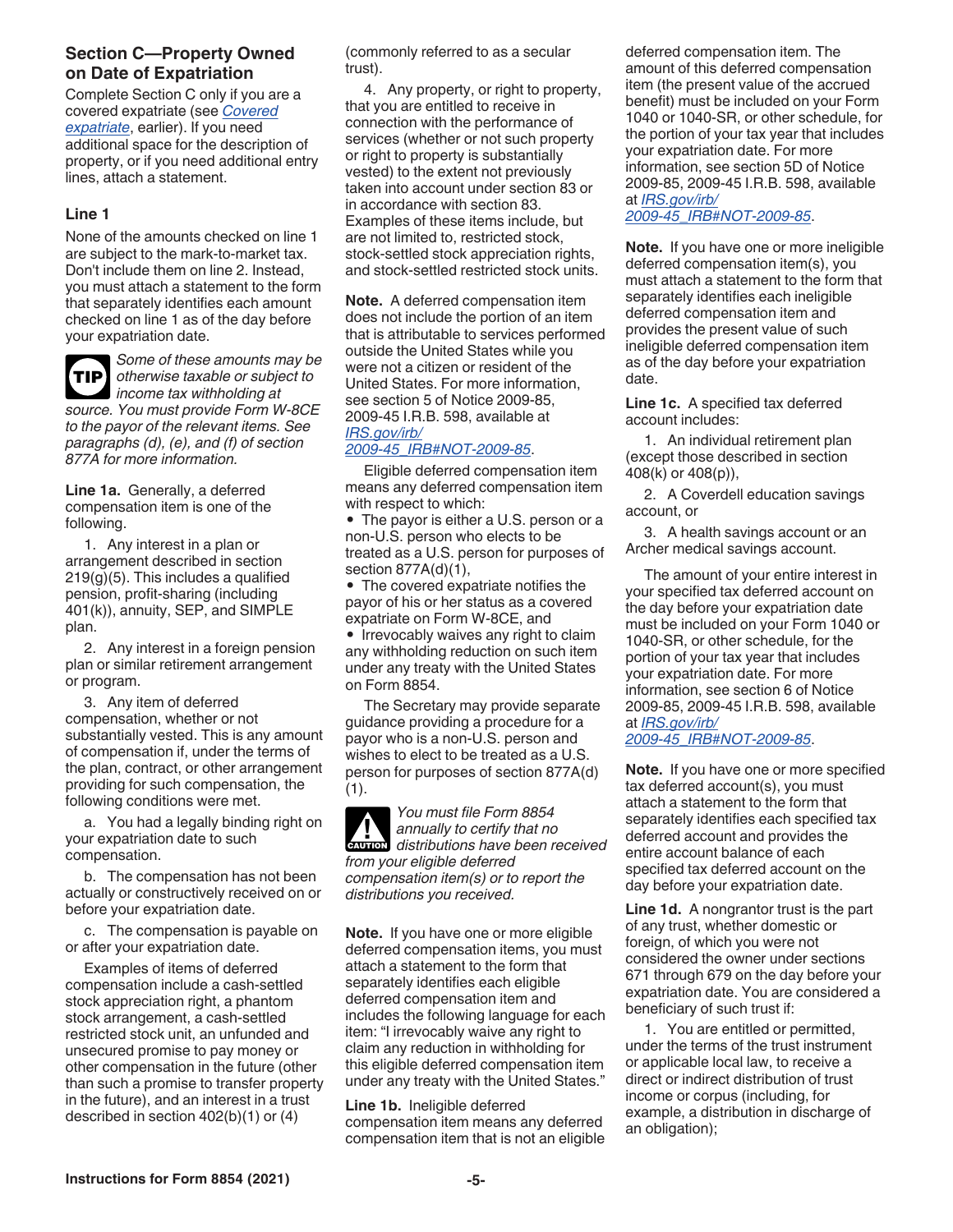## Section C—Property Owned on Date of Expatriation

Complete Section C only if you are a covered expatriate (see *Covered expatriate*, earlier). If you need additional space for the description of property, or if you need additional entry lines, attach a statement.

### Line 1

None of the amounts checked on line 1 are subject to the mark-to-market tax. Don't include them on line 2. Instead, you must attach a statement to the form that separately identifies each amount checked on line 1 as of the day before your expatriation date.

**TIP** *Some of these amounts may be otherwise taxable or subject to income tax withholding at source. You must provide Form W-8CE to the payor of the relevant items. See paragraphs (d), (e), and (f) of section 877A for more information.*

**Line 1a.** Generally, a deferred compensation item is one of the following.

1. Any interest in a plan or arrangement described in section 219(g)(5). This includes a qualified pension, profit-sharing (including 401(k)), annuity, SEP, and SIMPLE plan.

2. Any interest in a foreign pension plan or similar retirement arrangement or program.

3. Any item of deferred compensation, whether or not substantially vested. This is any amount of compensation if, under the terms of the plan, contract, or other arrangement providing for such compensation, the following conditions were met.

   a. You had a legally binding right on your expatriation date to such compensation.

   b. The compensation has not been actually or constructively received on or before your expatriation date.

   c. The compensation is payable on or after your expatriation date.

Examples of items of deferred compensation include a cash-settled stock appreciation right, a phantom stock arrangement, a cash-settled restricted stock unit, an unfunded and unsecured promise to pay money or other compensation in the future (other than such a promise to transfer property in the future), and an interest in a trust described in section 402(b)(1) or (4) (commonly referred to as a secular trust).

4. Any property, or right to property, that you are entitled to receive in connection with the performance of services (whether or not such property or right to property is substantially vested) to the extent not previously taken into account under section 83 or in accordance with section 83. Examples of these items include, but are not limited to, restricted stock, stock-settled stock appreciation rights, and stock-settled restricted stock units.

**Note.** A deferred compensation item does not include the portion of an item that is attributable to services performed outside the United States while you were not a citizen or resident of the United States. For more information, see section 5 of Notice 2009-85, 2009-45 I.R.B. 598, available at *IRS.gov/irb/2009-45_IRB#NOT-2009-85*.

Eligible deferred compensation item means any deferred compensation item with respect to which:

- The payor is either a U.S. person or a non-U.S. person who elects to be treated as a U.S. person for purposes of section 877A(d)(1),
- The covered expatriate notifies the payor of his or her status as a covered expatriate on Form W-8CE, and
- Irrevocably waives any right to claim any withholding reduction on such item under any treaty with the United States on Form 8854.

The Secretary may provide separate guidance providing a procedure for a payor who is a non-U.S. person and wishes to elect to be treated as a U.S. person for purposes of section 877A(d)(1).

**CAUTION** *You must file Form 8854 annually to certify that no distributions have been received from your eligible deferred compensation item(s) or to report the distributions you received.*

**Note.** If you have one or more eligible deferred compensation items, you must attach a statement to the form that separately identifies each eligible deferred compensation item and includes the following language for each item: "I irrevocably waive any right to claim any reduction in withholding for this eligible deferred compensation item under any treaty with the United States."

**Line 1b.** Ineligible deferred compensation item means any deferred compensation item that is not an eligible deferred compensation item. The amount of this deferred compensation item (the present value of the accrued benefit) must be included on your Form 1040 or 1040-SR, or other schedule, for the portion of your tax year that includes your expatriation date. For more information, see section 5D of Notice 2009-85, 2009-45 I.R.B. 598, available at *IRS.gov/irb/2009-45_IRB#NOT-2009-85*.

**Note.** If you have one or more ineligible deferred compensation item(s), you must attach a statement to the form that separately identifies each ineligible deferred compensation item and provides the present value of such ineligible deferred compensation item as of the day before your expatriation date.

**Line 1c.** A specified tax deferred account includes:

1. An individual retirement plan (except those described in section 408(k) or 408(p)),

2. A Coverdell education savings account, or

3. A health savings account or an Archer medical savings account.

The amount of your entire interest in your specified tax deferred account on the day before your expatriation date must be included on your Form 1040 or 1040-SR, or other schedule, for the portion of your tax year that includes your expatriation date. For more information, see section 6 of Notice 2009-85, 2009-45 I.R.B. 598, available at *IRS.gov/irb/2009-45_IRB#NOT-2009-85*.

**Note.** If you have one or more specified tax deferred account(s), you must attach a statement to the form that separately identifies each specified tax deferred account and provides the entire account balance of each specified tax deferred account on the day before your expatriation date.

**Line 1d.** A nongrantor trust is the part of any trust, whether domestic or foreign, of which you were not considered the owner under sections 671 through 679 on the day before your expatriation date. You are considered a beneficiary of such trust if:

1. You are entitled or permitted, under the terms of the trust instrument or applicable local law, to receive a direct or indirect distribution of trust income or corpus (including, for example, a distribution in discharge of an obligation);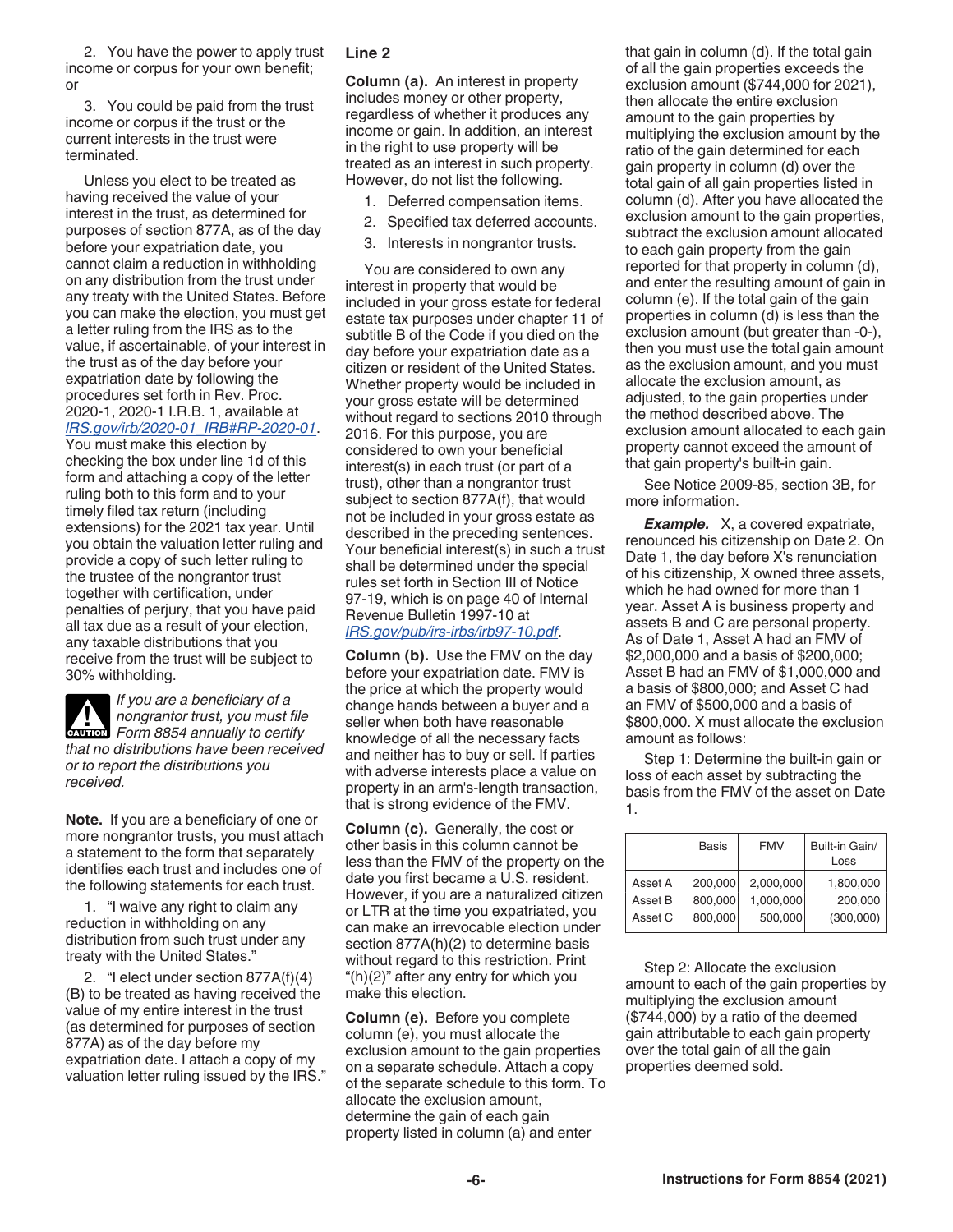2. You have the power to apply trust income or corpus for your own benefit; or

3. You could be paid from the trust income or corpus if the trust or the current interests in the trust were terminated.

Unless you elect to be treated as having received the value of your interest in the trust, as determined for purposes of section 877A, as of the day before your expatriation date, you cannot claim a reduction in withholding on any distribution from the trust under any treaty with the United States. Before you can make the election, you must get a letter ruling from the IRS as to the value, if ascertainable, of your interest in the trust as of the day before your expatriation date by following the procedures set forth in Rev. Proc. 2020-1, 2020-1 I.R.B. 1, available at IRS.gov/irb/2020-01_IRB#RP-2020-01. You must make this election by checking the box under line 1d of this form and attaching a copy of the letter ruling both to this form and to your timely filed tax return (including extensions) for the 2021 tax year. Until you obtain the valuation letter ruling and provide a copy of such letter ruling to the trustee of the nongrantor trust together with certification, under penalties of perjury, that you have paid all tax due as a result of your election, any taxable distributions that you receive from the trust will be subject to 30% withholding.

**CAUTION** *If you are a beneficiary of a nongrantor trust, you must file Form 8854 annually to certify that no distributions have been received or to report the distributions you received.*

**Note.** If you are a beneficiary of one or more nongrantor trusts, you must attach a statement to the form that separately identifies each trust and includes one of the following statements for each trust.

1. "I waive any right to claim any reduction in withholding on any distribution from such trust under any treaty with the United States."

2. "I elect under section 877A(f)(4)(B) to be treated as having received the value of my entire interest in the trust (as determined for purposes of section 877A) as of the day before my expatriation date. I attach a copy of my valuation letter ruling issued by the IRS."

### Line 2

**Column (a).** An interest in property includes money or other property, regardless of whether it produces any income or gain. In addition, an interest in the right to use property will be treated as an interest in such property. However, do not list the following.

1. Deferred compensation items.
2. Specified tax deferred accounts.
3. Interests in nongrantor trusts.

You are considered to own any interest in property that would be included in your gross estate for federal estate tax purposes under chapter 11 of subtitle B of the Code if you died on the day before your expatriation date as a citizen or resident of the United States. Whether property would be included in your gross estate will be determined without regard to sections 2010 through 2016. For this purpose, you are considered to own your beneficial interest(s) in each trust (or part of a trust), other than a nongrantor trust subject to section 877A(f), that would not be included in your gross estate as described in the preceding sentences. Your beneficial interest(s) in such a trust shall be determined under the special rules set forth in Section III of Notice 97-19, which is on page 40 of Internal Revenue Bulletin 1997-10 at IRS.gov/pub/irs-irbs/irb97-10.pdf.

**Column (b).** Use the FMV on the day before your expatriation date. FMV is the price at which the property would change hands between a buyer and a seller when both have reasonable knowledge of all the necessary facts and neither has to buy or sell. If parties with adverse interests place a value on property in an arm's-length transaction, that is strong evidence of the FMV.

**Column (c).** Generally, the cost or other basis in this column cannot be less than the FMV of the property on the date you first became a U.S. resident. However, if you are a naturalized citizen or LTR at the time you expatriated, you can make an irrevocable election under section 877A(h)(2) to determine basis without regard to this restriction. Print "(h)(2)" after any entry for which you make this election.

**Column (e).** Before you complete column (e), you must allocate the exclusion amount to the gain properties on a separate schedule. Attach a copy of the separate schedule to this form. To allocate the exclusion amount, determine the gain of each gain property listed in column (a) and enter that gain in column (d). If the total gain of all the gain properties exceeds the exclusion amount ($744,000 for 2021), then allocate the entire exclusion amount to the gain properties by multiplying the exclusion amount by the ratio of the gain determined for each gain property in column (d) over the total gain of all gain properties listed in column (d). After you have allocated the exclusion amount to the gain properties, subtract the exclusion amount allocated to each gain property from the gain reported for that property in column (d), and enter the resulting amount of gain in column (e). If the total gain of the gain properties in column (d) is less than the exclusion amount (but greater than -0-), then you must use the total gain amount as the exclusion amount, and you must allocate the exclusion amount, as adjusted, to the gain properties under the method described above. The exclusion amount allocated to each gain property cannot exceed the amount of that gain property's built-in gain.

See Notice 2009-85, section 3B, for more information.

***Example.*** X, a covered expatriate, renounced his citizenship on Date 2. On Date 1, the day before X's renunciation of his citizenship, X owned three assets, which he had owned for more than 1 year. Asset A is business property and assets B and C are personal property. As of Date 1, Asset A had an FMV of $2,000,000 and a basis of $200,000; Asset B had an FMV of $1,000,000 and a basis of $800,000; and Asset C had an FMV of $500,000 and a basis of $800,000. X must allocate the exclusion amount as follows:

Step 1: Determine the built-in gain or loss of each asset by subtracting the basis from the FMV of the asset on Date 1.

| | Basis | FMV | Built-in Gain/ Loss |
|---|---|---|---|
| Asset A | 200,000 | 2,000,000 | 1,800,000 |
| Asset B | 800,000 | 1,000,000 | 200,000 |
| Asset C | 800,000 | 500,000 | (300,000) |

Step 2: Allocate the exclusion amount to each of the gain properties by multiplying the exclusion amount ($744,000) by a ratio of the deemed gain attributable to each gain property over the total gain of all the gain properties deemed sold.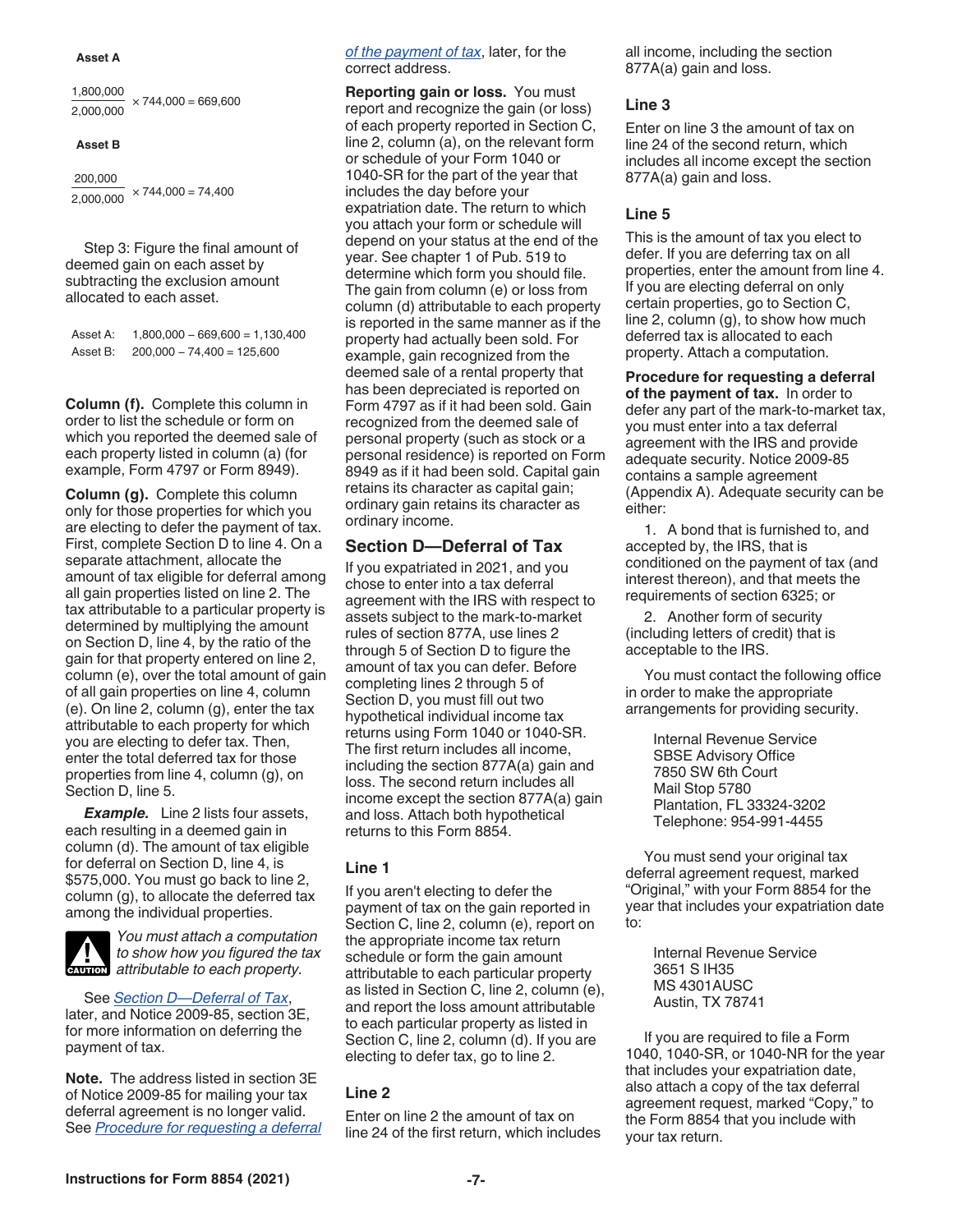**Asset A**

$$\frac{1{,}800{,}000}{2{,}000{,}000} \times 744{,}000 = 669{,}600$$

**Asset B**

$$\frac{200{,}000}{2{,}000{,}000} \times 744{,}000 = 74{,}400$$

Step 3: Figure the final amount of deemed gain on each asset by subtracting the exclusion amount allocated to each asset.

| | |
|---|---|
| Asset A: | 1,800,000 – 669,600 = 1,130,400 |
| Asset B: | 200,000 – 74,400 = 125,600 |

**Column (f).** Complete this column in order to list the schedule or form on which you reported the deemed sale of each property listed in column (a) (for example, Form 4797 or Form 8949).

**Column (g).** Complete this column only for those properties for which you are electing to defer the payment of tax. First, complete Section D to line 4. On a separate attachment, allocate the amount of tax eligible for deferral among all gain properties listed on line 2. The tax attributable to a particular property is determined by multiplying the amount on Section D, line 4, by the ratio of the gain for that property entered on line 2, column (e), over the total amount of gain of all gain properties on line 4, column (e). On line 2, column (g), enter the tax attributable to each property for which you are electing to defer tax. Then, enter the total deferred tax for those properties from line 4, column (g), on Section D, line 5.

***Example.*** Line 2 lists four assets, each resulting in a deemed gain in column (d). The amount of tax eligible for deferral on Section D, line 4, is $575,000. You must go back to line 2, column (g), to allocate the deferred tax among the individual properties.

CAUTION: *You must attach a computation to show how you figured the tax attributable to each property.*

See *Section D—Deferral of Tax*, later, and Notice 2009-85, section 3E, for more information on deferring the payment of tax.

**Note.** The address listed in section 3E of Notice 2009-85 for mailing your tax deferral agreement is no longer valid. See *Procedure for requesting a deferral of the payment of tax*, later, for the correct address.

**Reporting gain or loss.** You must report and recognize the gain (or loss) of each property reported in Section C, line 2, column (a), on the relevant form or schedule of your Form 1040 or 1040-SR for the part of the year that includes the day before your expatriation date. The return to which you attach your form or schedule will depend on your status at the end of the year. See chapter 1 of Pub. 519 to determine which form you should file. The gain from column (e) or loss from column (d) attributable to each property is reported in the same manner as if the property had actually been sold. For example, gain recognized from the deemed sale of a rental property that has been depreciated is reported on Form 4797 as if it had been sold. Gain recognized from the deemed sale of personal property (such as stock or a personal residence) is reported on Form 8949 as if it had been sold. Capital gain retains its character as capital gain; ordinary gain retains its character as ordinary income.

## Section D—Deferral of Tax

If you expatriated in 2021, and you chose to enter into a tax deferral agreement with the IRS with respect to assets subject to the mark-to-market rules of section 877A, use lines 2 through 5 of Section D to figure the amount of tax you can defer. Before completing lines 2 through 5 of Section D, you must fill out two hypothetical individual income tax returns using Form 1040 or 1040-SR. The first return includes all income, including the section 877A(a) gain and loss. The second return includes all income except the section 877A(a) gain and loss. Attach both hypothetical returns to this Form 8854.

### Line 1

If you aren't electing to defer the payment of tax on the gain reported in Section C, line 2, column (e), report on the appropriate income tax return schedule or form the gain amount attributable to each particular property as listed in Section C, line 2, column (e), and report the loss amount attributable to each particular property as listed in Section C, line 2, column (d). If you are electing to defer tax, go to line 2.

### Line 2

Enter on line 2 the amount of tax on line 24 of the first return, which includes all income, including the section 877A(a) gain and loss.

### Line 3

Enter on line 3 the amount of tax on line 24 of the second return, which includes all income except the section 877A(a) gain and loss.

### Line 5

This is the amount of tax you elect to defer. If you are deferring tax on all properties, enter the amount from line 4. If you are electing deferral on only certain properties, go to Section C, line 2, column (g), to show how much deferred tax is allocated to each property. Attach a computation.

**Procedure for requesting a deferral of the payment of tax.** In order to defer any part of the mark-to-market tax, you must enter into a tax deferral agreement with the IRS and provide adequate security. Notice 2009-85 contains a sample agreement (Appendix A). Adequate security can be either:

1. A bond that is furnished to, and accepted by, the IRS, that is conditioned on the payment of tax (and interest thereon), and that meets the requirements of section 6325; or
2. Another form of security (including letters of credit) that is acceptable to the IRS.

You must contact the following office in order to make the appropriate arrangements for providing security.

Internal Revenue Service
SBSE Advisory Office
7850 SW 6th Court
Mail Stop 5780
Plantation, FL 33324-3202
Telephone: 954-991-4455

You must send your original tax deferral agreement request, marked "Original," with your Form 8854 for the year that includes your expatriation date to:

Internal Revenue Service
3651 S IH35
MS 4301AUSC
Austin, TX 78741

If you are required to file a Form 1040, 1040-SR, or 1040-NR for the year that includes your expatriation date, also attach a copy of the tax deferral agreement request, marked "Copy," to the Form 8854 that you include with your tax return.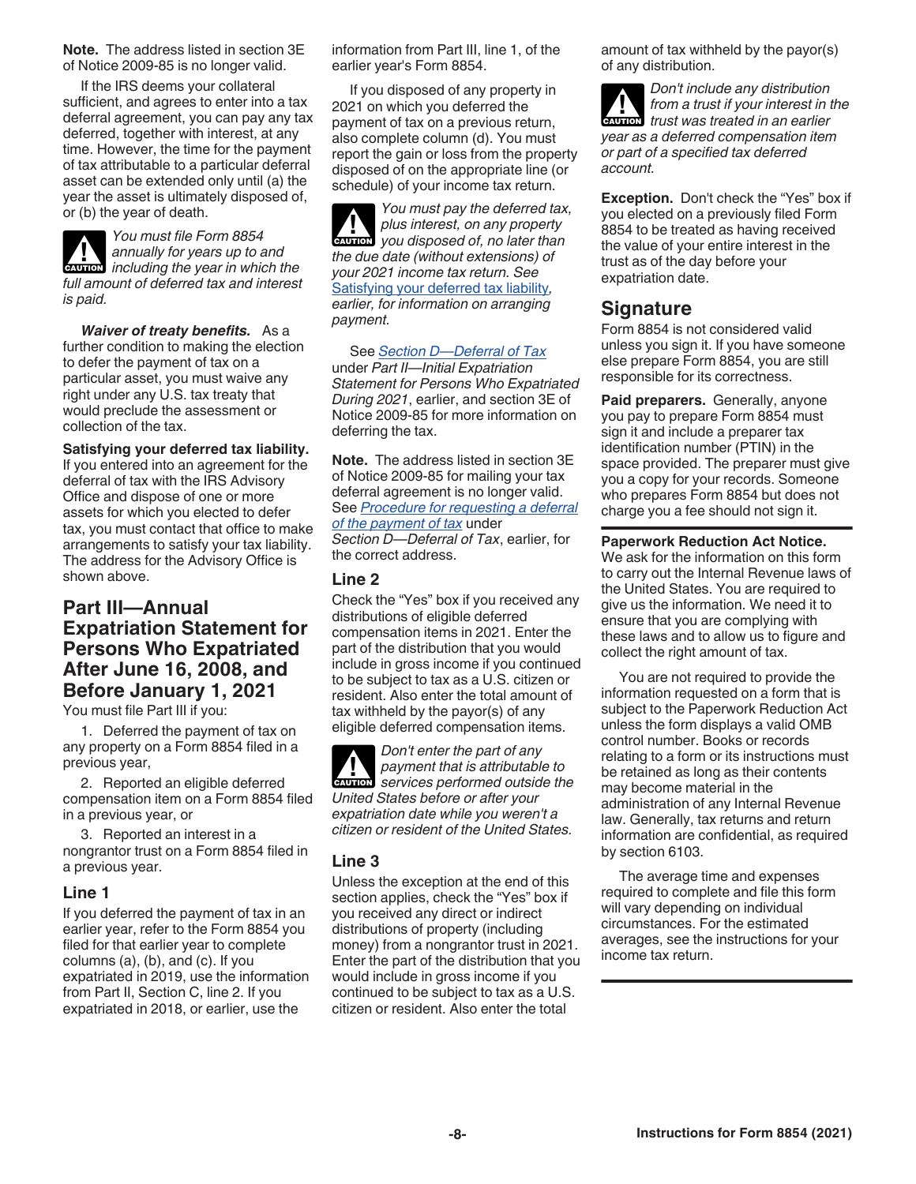**Note.** The address listed in section 3E of Notice 2009-85 is no longer valid.

If the IRS deems your collateral sufficient, and agrees to enter into a tax deferral agreement, you can pay any tax deferred, together with interest, at any time. However, the time for the payment of tax attributable to a particular deferral asset can be extended only until (a) the year the asset is ultimately disposed of, or (b) the year of death.

CAUTION *You must file Form 8854 annually for years up to and including the year in which the full amount of deferred tax and interest is paid.*

***Waiver of treaty benefits.*** As a further condition to making the election to defer the payment of tax on a particular asset, you must waive any right under any U.S. tax treaty that would preclude the assessment or collection of the tax.

**Satisfying your deferred tax liability.** If you entered into an agreement for the deferral of tax with the IRS Advisory Office and dispose of one or more assets for which you elected to defer tax, you must contact that office to make arrangements to satisfy your tax liability. The address for the Advisory Office is shown above.

## Part III—Annual Expatriation Statement for Persons Who Expatriated After June 16, 2008, and Before January 1, 2021

You must file Part III if you:

1. Deferred the payment of tax on any property on a Form 8854 filed in a previous year,

2. Reported an eligible deferred compensation item on a Form 8854 filed in a previous year, or

3. Reported an interest in a nongrantor trust on a Form 8854 filed in a previous year.

### Line 1

If you deferred the payment of tax in an earlier year, refer to the Form 8854 you filed for that earlier year to complete columns (a), (b), and (c). If you expatriated in 2019, use the information from Part II, Section C, line 2. If you expatriated in 2018, or earlier, use the information from Part III, line 1, of the earlier year's Form 8854.

If you disposed of any property in 2021 on which you deferred the payment of tax on a previous return, also complete column (d). You must report the gain or loss from the property disposed of on the appropriate line (or schedule) of your income tax return.

CAUTION *You must pay the deferred tax, plus interest, on any property you disposed of, no later than the due date (without extensions) of your 2021 income tax return. See Satisfying your deferred tax liability, earlier, for information on arranging payment.*

See *Section D—Deferral of Tax* under *Part II—Initial Expatriation Statement for Persons Who Expatriated During 2021*, earlier, and section 3E of Notice 2009-85 for more information on deferring the tax.

**Note.** The address listed in section 3E of Notice 2009-85 for mailing your tax deferral agreement is no longer valid. See *Procedure for requesting a deferral of the payment of tax* under *Section D—Deferral of Tax*, earlier, for the correct address.

### Line 2

Check the "Yes" box if you received any distributions of eligible deferred compensation items in 2021. Enter the part of the distribution that you would include in gross income if you continued to be subject to tax as a U.S. citizen or resident. Also enter the total amount of tax withheld by the payor(s) of any eligible deferred compensation items.

CAUTION *Don't enter the part of any payment that is attributable to services performed outside the United States before or after your expatriation date while you weren't a citizen or resident of the United States.*

### Line 3

Unless the exception at the end of this section applies, check the "Yes" box if you received any direct or indirect distributions of property (including money) from a nongrantor trust in 2021. Enter the part of the distribution that you would include in gross income if you continued to be subject to tax as a U.S. citizen or resident. Also enter the total amount of tax withheld by the payor(s) of any distribution.

CAUTION *Don't include any distribution from a trust if your interest in the trust was treated in an earlier year as a deferred compensation item or part of a specified tax deferred account.*

**Exception.** Don't check the "Yes" box if you elected on a previously filed Form 8854 to be treated as having received the value of your entire interest in the trust as of the day before your expatriation date.

## Signature

Form 8854 is not considered valid unless you sign it. If you have someone else prepare Form 8854, you are still responsible for its correctness.

**Paid preparers.** Generally, anyone you pay to prepare Form 8854 must sign it and include a preparer tax identification number (PTIN) in the space provided. The preparer must give you a copy for your records. Someone who prepares Form 8854 but does not charge you a fee should not sign it.

**Paperwork Reduction Act Notice.** We ask for the information on this form to carry out the Internal Revenue laws of the United States. You are required to give us the information. We need it to ensure that you are complying with these laws and to allow us to figure and collect the right amount of tax.

You are not required to provide the information requested on a form that is subject to the Paperwork Reduction Act unless the form displays a valid OMB control number. Books or records relating to a form or its instructions must be retained as long as their contents may become material in the administration of any Internal Revenue law. Generally, tax returns and return information are confidential, as required by section 6103.

The average time and expenses required to complete and file this form will vary depending on individual circumstances. For the estimated averages, see the instructions for your income tax return.